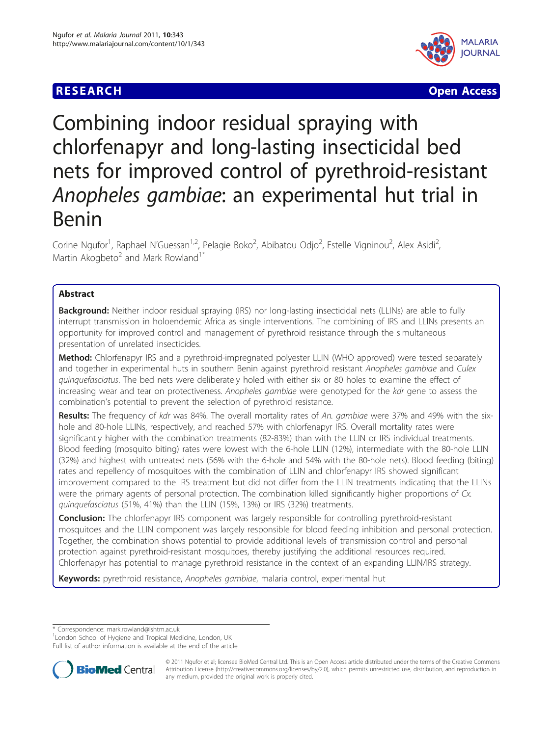**RESEARCH** **Open Access**

# Combining indoor residual spraying with chlorfenapyr and long-lasting insecticidal bed nets for improved control of pyrethroid-resistant *Anopheles gambiae*: an experimental hut trial in Benin

Corine Ngufor[1], Raphael N'Guessan[1,2], Pelagie Boko[2], Abibatou Odjo[2], Estelle Vigninou[2], Alex Asidi[2], Martin Akogbeto[2] and Mark Rowland[1*]

## Abstract

**Background:** Neither indoor residual spraying (IRS) nor long-lasting insecticidal nets (LLINs) are able to fully interrupt transmission in holoendemic Africa as single interventions. The combining of IRS and LLINs presents an opportunity for improved control and management of pyrethroid resistance through the simultaneous presentation of unrelated insecticides.

**Method:** Chlorfenapyr IRS and a pyrethroid-impregnated polyester LLIN (WHO approved) were tested separately and together in experimental huts in southern Benin against pyrethroid resistant *Anopheles gambiae* and *Culex quinquefasciatus*. The bed nets were deliberately holed with either six or 80 holes to examine the effect of increasing wear and tear on protectiveness. *Anopheles gambiae* were genotyped for the *kdr* gene to assess the combination's potential to prevent the selection of pyrethroid resistance.

**Results:** The frequency of *kdr* was 84%. The overall mortality rates of *An. gambiae* were 37% and 49% with the six-hole and 80-hole LLINs, respectively, and reached 57% with chlorfenapyr IRS. Overall mortality rates were significantly higher with the combination treatments (82-83%) than with the LLIN or IRS individual treatments. Blood feeding (mosquito biting) rates were lowest with the 6-hole LLIN (12%), intermediate with the 80-hole LLIN (32%) and highest with untreated nets (56% with the 6-hole and 54% with the 80-hole nets). Blood feeding (biting) rates and repellency of mosquitoes with the combination of LLIN and chlorfenapyr IRS showed significant improvement compared to the IRS treatment but did not differ from the LLIN treatments indicating that the LLINs were the primary agents of personal protection. The combination killed significantly higher proportions of *Cx. quinquefasciatus* (51%, 41%) than the LLIN (15%, 13%) or IRS (32%) treatments.

**Conclusion:** The chlorfenapyr IRS component was largely responsible for controlling pyrethroid-resistant mosquitoes and the LLIN component was largely responsible for blood feeding inhibition and personal protection. Together, the combination shows potential to provide additional levels of transmission control and personal protection against pyrethroid-resistant mosquitoes, thereby justifying the additional resources required. Chlorfenapyr has potential to manage pyrethroid resistance in the context of an expanding LLIN/IRS strategy.

**Keywords:** pyrethroid resistance, *Anopheles gambiae*, malaria control, experimental hut

\* Correspondence: mark.rowland@lshtm.ac.uk
[1]London School of Hygiene and Tropical Medicine, London, UK
Full list of author information is available at the end of the article

© 2011 Ngufor et al; licensee BioMed Central Ltd. This is an Open Access article distributed under the terms of the Creative Commons Attribution License (http://creativecommons.org/licenses/by/2.0), which permits unrestricted use, distribution, and reproduction in any medium, provided the original work is properly cited.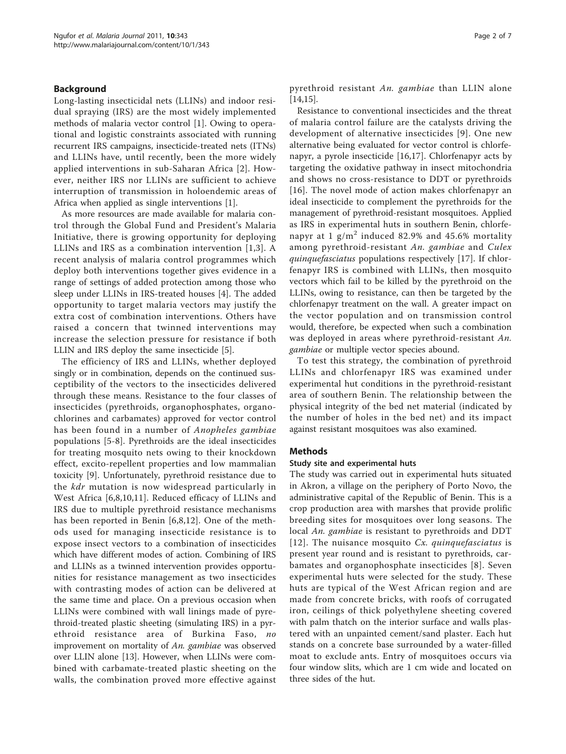## Background

Long-lasting insecticidal nets (LLINs) and indoor residual spraying (IRS) are the most widely implemented methods of malaria vector control [1]. Owing to operational and logistic constraints associated with running recurrent IRS campaigns, insecticide-treated nets (ITNs) and LLINs have, until recently, been the more widely applied interventions in sub-Saharan Africa [2]. However, neither IRS nor LLINs are sufficient to achieve interruption of transmission in holoendemic areas of Africa when applied as single interventions [1].

As more resources are made available for malaria control through the Global Fund and President's Malaria Initiative, there is growing opportunity for deploying LLINs and IRS as a combination intervention [1,3]. A recent analysis of malaria control programmes which deploy both interventions together gives evidence in a range of settings of added protection among those who sleep under LLINs in IRS-treated houses [4]. The added opportunity to target malaria vectors may justify the extra cost of combination interventions. Others have raised a concern that twinned interventions may increase the selection pressure for resistance if both LLIN and IRS deploy the same insecticide [5].

The efficiency of IRS and LLINs, whether deployed singly or in combination, depends on the continued susceptibility of the vectors to the insecticides delivered through these means. Resistance to the four classes of insecticides (pyrethroids, organophosphates, organochlorines and carbamates) approved for vector control has been found in a number of *Anopheles gambiae* populations [5-8]. Pyrethroids are the ideal insecticides for treating mosquito nets owing to their knockdown effect, excito-repellent properties and low mammalian toxicity [9]. Unfortunately, pyrethroid resistance due to the *kdr* mutation is now widespread particularly in West Africa [6,8,10,11]. Reduced efficacy of LLINs and IRS due to multiple pyrethroid resistance mechanisms has been reported in Benin [6,8,12]. One of the methods used for managing insecticide resistance is to expose insect vectors to a combination of insecticides which have different modes of action. Combining of IRS and LLINs as a twinned intervention provides opportunities for resistance management as two insecticides with contrasting modes of action can be delivered at the same time and place. On a previous occasion when LLINs were combined with wall linings made of pyrethroid-treated plastic sheeting (simulating IRS) in a pyrethroid resistance area of Burkina Faso, *no* improvement on mortality of *An. gambiae* was observed over LLIN alone [13]. However, when LLINs were combined with carbamate-treated plastic sheeting on the walls, the combination proved more effective against pyrethroid resistant *An. gambiae* than LLIN alone [14,15].

Resistance to conventional insecticides and the threat of malaria control failure are the catalysts driving the development of alternative insecticides [9]. One new alternative being evaluated for vector control is chlorfenapyr, a pyrole insecticide [16,17]. Chlorfenapyr acts by targeting the oxidative pathway in insect mitochondria and shows no cross-resistance to DDT or pyrethroids [16]. The novel mode of action makes chlorfenapyr an ideal insecticide to complement the pyrethroids for the management of pyrethroid-resistant mosquitoes. Applied as IRS in experimental huts in southern Benin, chlorfenapyr at 1 g/$m^2$ induced 82.9% and 45.6% mortality among pyrethroid-resistant *An. gambiae* and *Culex quinquefasciatus* populations respectively [17]. If chlorfenapyr IRS is combined with LLINs, then mosquito vectors which fail to be killed by the pyrethroid on the LLINs, owing to resistance, can then be targeted by the chlorfenapyr treatment on the wall. A greater impact on the vector population and on transmission control would, therefore, be expected when such a combination was deployed in areas where pyrethroid-resistant *An. gambiae* or multiple vector species abound.

To test this strategy, the combination of pyrethroid LLINs and chlorfenapyr IRS was examined under experimental hut conditions in the pyrethroid-resistant area of southern Benin. The relationship between the physical integrity of the bed net material (indicated by the number of holes in the bed net) and its impact against resistant mosquitoes was also examined.

## Methods

### Study site and experimental huts

The study was carried out in experimental huts situated in Akron, a village on the periphery of Porto Novo, the administrative capital of the Republic of Benin. This is a crop production area with marshes that provide prolific breeding sites for mosquitoes over long seasons. The local *An. gambiae* is resistant to pyrethroids and DDT [12]. The nuisance mosquito *Cx. quinquefasciatus* is present year round and is resistant to pyrethroids, carbamates and organophosphate insecticides [8]. Seven experimental huts were selected for the study. These huts are typical of the West African region and are made from concrete bricks, with roofs of corrugated iron, ceilings of thick polyethylene sheeting covered with palm thatch on the interior surface and walls plastered with an unpainted cement/sand plaster. Each hut stands on a concrete base surrounded by a water-filled moat to exclude ants. Entry of mosquitoes occurs via four window slits, which are 1 cm wide and located on three sides of the hut.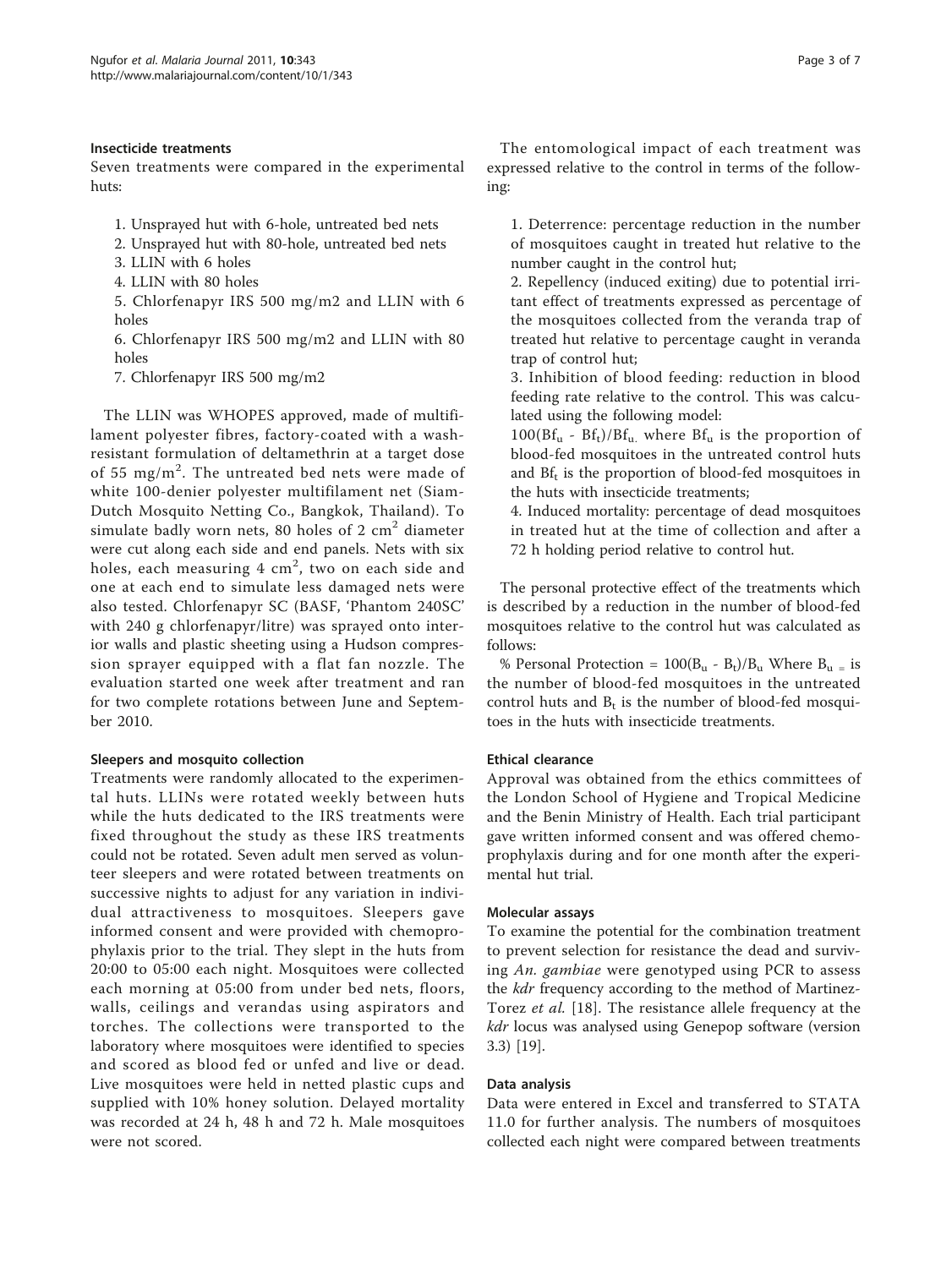#### Insecticide treatments

Seven treatments were compared in the experimental huts:

1. Unsprayed hut with 6-hole, untreated bed nets
2. Unsprayed hut with 80-hole, untreated bed nets
3. LLIN with 6 holes
4. LLIN with 80 holes
5. Chlorfenapyr IRS 500 mg/m2 and LLIN with 6 holes
6. Chlorfenapyr IRS 500 mg/m2 and LLIN with 80 holes
7. Chlorfenapyr IRS 500 mg/m2

The LLIN was WHOPES approved, made of multifilament polyester fibres, factory-coated with a wash-resistant formulation of deltamethrin at a target dose of 55 mg/m$^2$. The untreated bed nets were made of white 100-denier polyester multifilament net (Siam-Dutch Mosquito Netting Co., Bangkok, Thailand). To simulate badly worn nets, 80 holes of 2 cm$^2$ diameter were cut along each side and end panels. Nets with six holes, each measuring 4 cm$^2$, two on each side and one at each end to simulate less damaged nets were also tested. Chlorfenapyr SC (BASF, 'Phantom 240SC' with 240 g chlorfenapyr/litre) was sprayed onto interior walls and plastic sheeting using a Hudson compression sprayer equipped with a flat fan nozzle. The evaluation started one week after treatment and ran for two complete rotations between June and September 2010.

#### Sleepers and mosquito collection

Treatments were randomly allocated to the experimental huts. LLINs were rotated weekly between huts while the huts dedicated to the IRS treatments were fixed throughout the study as these IRS treatments could not be rotated. Seven adult men served as volunteer sleepers and were rotated between treatments on successive nights to adjust for any variation in individual attractiveness to mosquitoes. Sleepers gave informed consent and were provided with chemoprophylaxis prior to the trial. They slept in the huts from 20:00 to 05:00 each night. Mosquitoes were collected each morning at 05:00 from under bed nets, floors, walls, ceilings and verandas using aspirators and torches. The collections were transported to the laboratory where mosquitoes were identified to species and scored as blood fed or unfed and live or dead. Live mosquitoes were held in netted plastic cups and supplied with 10% honey solution. Delayed mortality was recorded at 24 h, 48 h and 72 h. Male mosquitoes were not scored.

The entomological impact of each treatment was expressed relative to the control in terms of the following:

1. Deterrence: percentage reduction in the number of mosquitoes caught in treated hut relative to the number caught in the control hut;
2. Repellency (induced exiting) due to potential irritant effect of treatments expressed as percentage of the mosquitoes collected from the veranda trap of treated hut relative to percentage caught in veranda trap of control hut;
3. Inhibition of blood feeding: reduction in blood feeding rate relative to the control. This was calculated using the following model:
   $100(Bf_u - Bf_t)/Bf_u$ where $Bf_u$ is the proportion of blood-fed mosquitoes in the untreated control huts and $Bf_t$ is the proportion of blood-fed mosquitoes in the huts with insecticide treatments;
4. Induced mortality: percentage of dead mosquitoes in treated hut at the time of collection and after a 72 h holding period relative to control hut.

The personal protective effect of the treatments which is described by a reduction in the number of blood-fed mosquitoes relative to the control hut was calculated as follows:

% Personal Protection = $100(B_u - B_t)/B_u$ Where $B_u$ = is the number of blood-fed mosquitoes in the untreated control huts and $B_t$ is the number of blood-fed mosquitoes in the huts with insecticide treatments.

#### Ethical clearance

Approval was obtained from the ethics committees of the London School of Hygiene and Tropical Medicine and the Benin Ministry of Health. Each trial participant gave written informed consent and was offered chemoprophylaxis during and for one month after the experimental hut trial.

#### Molecular assays

To examine the potential for the combination treatment to prevent selection for resistance the dead and surviving *An. gambiae* were genotyped using PCR to assess the *kdr* frequency according to the method of Martinez-Torez *et al.* [18]. The resistance allele frequency at the *kdr* locus was analysed using Genepop software (version 3.3) [19].

#### Data analysis

Data were entered in Excel and transferred to STATA 11.0 for further analysis. The numbers of mosquitoes collected each night were compared between treatments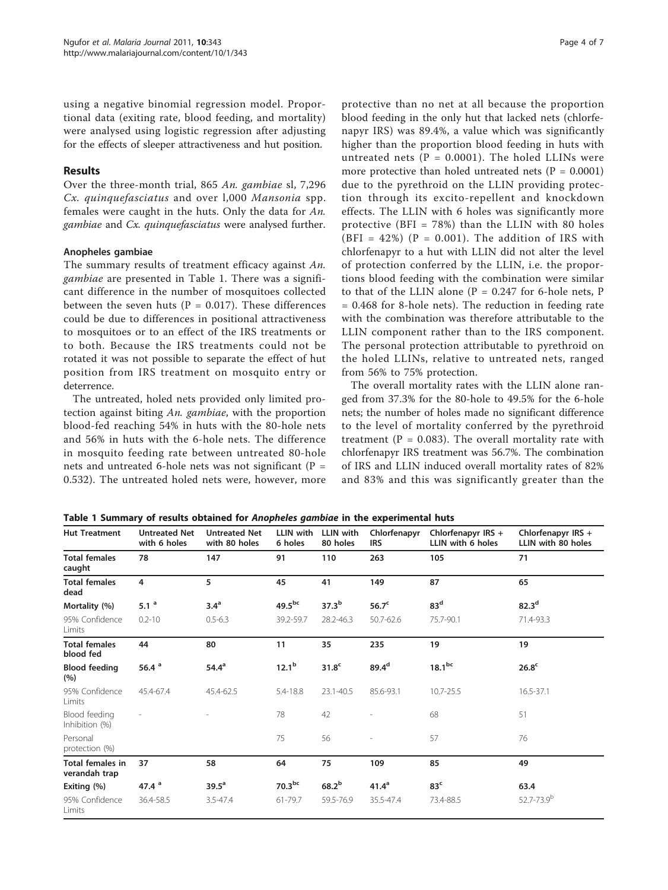using a negative binomial regression model. Proportional data (exiting rate, blood feeding, and mortality) were analysed using logistic regression after adjusting for the effects of sleeper attractiveness and hut position.

## Results

Over the three-month trial, 865 *An. gambiae* sl, 7,296 *Cx. quinquefasciatus* and over l,000 *Mansonia* spp. females were caught in the huts. Only the data for *An. gambiae* and *Cx. quinquefasciatus* were analysed further.

### Anopheles gambiae

The summary results of treatment efficacy against *An. gambiae* are presented in Table 1. There was a significant difference in the number of mosquitoes collected between the seven huts (P = 0.017). These differences could be due to differences in positional attractiveness to mosquitoes or to an effect of the IRS treatments or to both. Because the IRS treatments could not be rotated it was not possible to separate the effect of hut position from IRS treatment on mosquito entry or deterrence.

The untreated, holed nets provided only limited protection against biting *An. gambiae*, with the proportion blood-fed reaching 54% in huts with the 80-hole nets and 56% in huts with the 6-hole nets. The difference in mosquito feeding rate between untreated 80-hole nets and untreated 6-hole nets was not significant (P = 0.532). The untreated holed nets were, however, more protective than no net at all because the proportion blood feeding in the only hut that lacked nets (chlorfenapyr IRS) was 89.4%, a value which was significantly higher than the proportion blood feeding in huts with untreated nets (P = 0.0001). The holed LLINs were more protective than holed untreated nets (P = 0.0001) due to the pyrethroid on the LLIN providing protection through its excito-repellent and knockdown effects. The LLIN with 6 holes was significantly more protective (BFI = 78%) than the LLIN with 80 holes (BFI = 42%) (P = 0.001). The addition of IRS with chlorfenapyr to a hut with LLIN did not alter the level of protection conferred by the LLIN, i.e. the proportions blood feeding with the combination were similar to that of the LLIN alone (P = 0.247 for 6-hole nets, P = 0.468 for 8-hole nets). The reduction in feeding rate with the combination was therefore attributable to the LLIN component rather than to the IRS component. The personal protection attributable to pyrethroid on the holed LLINs, relative to untreated nets, ranged from 56% to 75% protection.

The overall mortality rates with the LLIN alone ranged from 37.3% for the 80-hole to 49.5% for the 6-hole nets; the number of holes made no significant difference to the level of mortality conferred by the pyrethroid treatment (P = 0.083). The overall mortality rate with chlorfenapyr IRS treatment was 56.7%. The combination of IRS and LLIN induced overall mortality rates of 82% and 83% and this was significantly greater than the

**Table 1 Summary of results obtained for *Anopheles gambiae* in the experimental huts**

| Hut Treatment | Untreated Net with 6 holes | Untreated Net with 80 holes | LLIN with 6 holes | LLIN with 80 holes | Chlorfenapyr IRS | Chlorfenapyr IRS + LLIN with 6 holes | Chlorfenapyr IRS + LLIN with 80 holes |
|---|---|---|---|---|---|---|---|
| **Total females caught** | 78 | 147 | 91 | 110 | 263 | 105 | 71 |
| **Total females dead** | 4 | 5 | 45 | 41 | 149 | 87 | 65 |
| **Mortality (%)** | 5.1 [a] | 3.4[a] | 49.5[bc] | 37.3[b] | 56.7[c] | 83[d] | 82.3[d] |
| 95% Confidence Limits | 0.2-10 | 0.5-6.3 | 39.2-59.7 | 28.2-46.3 | 50.7-62.6 | 75.7-90.1 | 71.4-93.3 |
| **Total females blood fed** | 44 | 80 | 11 | 35 | 235 | 19 | 19 |
| **Blood feeding (%)** | 56.4 [a] | 54.4[a] | 12.1[b] | 31.8[c] | 89.4[d] | 18.1[bc] | 26.8[c] |
| 95% Confidence Limits | 45.4-67.4 | 45.4-62.5 | 5.4-18.8 | 23.1-40.5 | 85.6-93.1 | 10.7-25.5 | 16.5-37.1 |
| Blood feeding Inhibition (%) | - | - | 78 | 42 | - | 68 | 51 |
| Personal protection (%) | | | 75 | 56 | - | 57 | 76 |
| **Total females in verandah trap** | 37 | 58 | 64 | 75 | 109 | 85 | 49 |
| **Exiting (%)** | 47.4 [a] | 39.5[a] | 70.3[bc] | 68.2[b] | 41.4[a] | 83[c] | 63.4 |
| 95% Confidence Limits | 36.4-58.5 | 3.5-47.4 | 61-79.7 | 59.5-76.9 | 35.5-47.4 | 73.4-88.5 | 52.7-73.9[b] |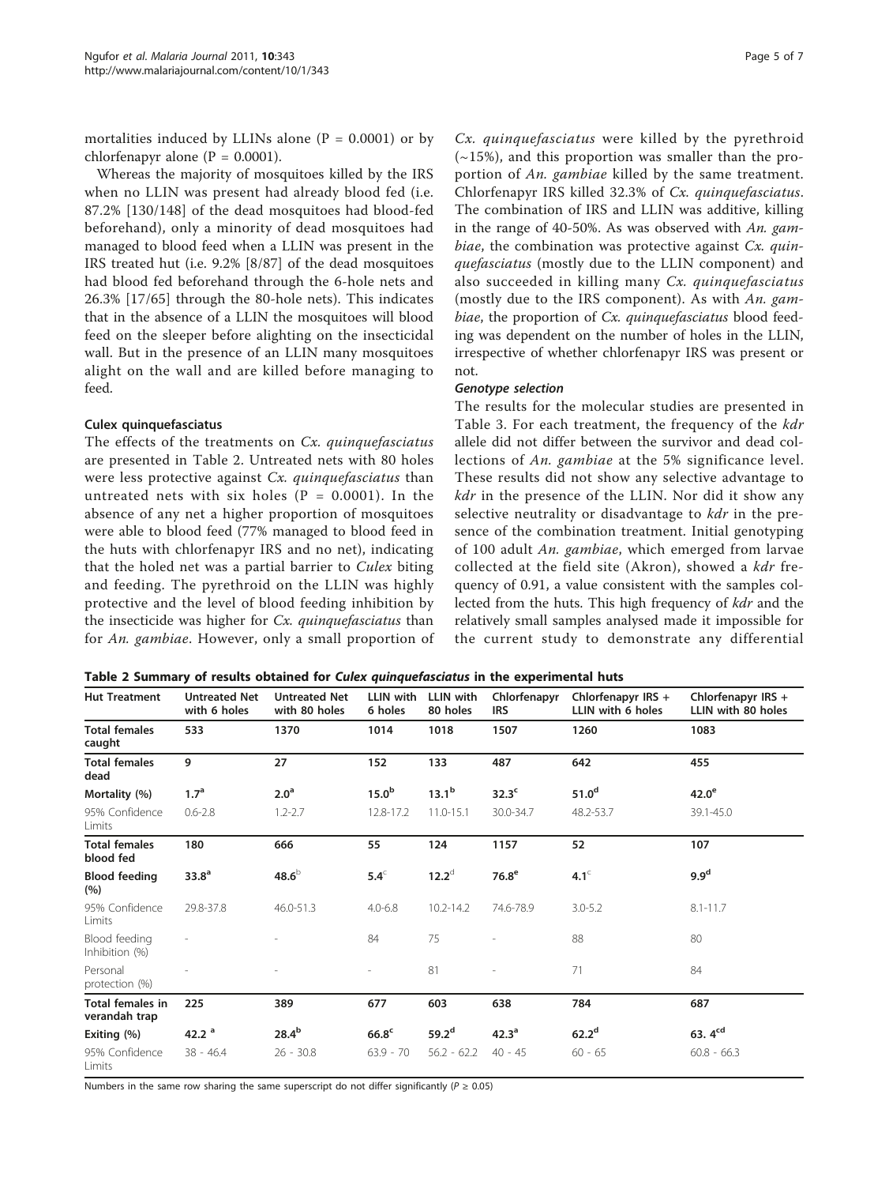mortalities induced by LLINs alone (P = 0.0001) or by chlorfenapyr alone (P = 0.0001).

Whereas the majority of mosquitoes killed by the IRS when no LLIN was present had already blood fed (i.e. 87.2% [130/148] of the dead mosquitoes had blood-fed beforehand), only a minority of dead mosquitoes had managed to blood feed when a LLIN was present in the IRS treated hut (i.e. 9.2% [8/87] of the dead mosquitoes had blood fed beforehand through the 6-hole nets and 26.3% [17/65] through the 80-hole nets). This indicates that in the absence of a LLIN the mosquitoes will blood feed on the sleeper before alighting on the insecticidal wall. But in the presence of an LLIN many mosquitoes alight on the wall and are killed before managing to feed.

### Culex quinquefasciatus

The effects of the treatments on *Cx. quinquefasciatus* are presented in Table 2. Untreated nets with 80 holes were less protective against *Cx. quinquefasciatus* than untreated nets with six holes (P = 0.0001). In the absence of any net a higher proportion of mosquitoes were able to blood feed (77% managed to blood feed in the huts with chlorfenapyr IRS and no net), indicating that the holed net was a partial barrier to *Culex* biting and feeding. The pyrethroid on the LLIN was highly protective and the level of blood feeding inhibition by the insecticide was higher for *Cx. quinquefasciatus* than for *An. gambiae*. However, only a small proportion of *Cx. quinquefasciatus* were killed by the pyrethroid (~15%), and this proportion was smaller than the proportion of *An. gambiae* killed by the same treatment. Chlorfenapyr IRS killed 32.3% of *Cx. quinquefasciatus*. The combination of IRS and LLIN was additive, killing in the range of 40-50%. As was observed with *An. gambiae*, the combination was protective against *Cx. quinquefasciatus* (mostly due to the LLIN component) and also succeeded in killing many *Cx. quinquefasciatus* (mostly due to the IRS component). As with *An. gambiae*, the proportion of *Cx. quinquefasciatus* blood feeding was dependent on the number of holes in the LLIN, irrespective of whether chlorfenapyr IRS was present or not.

#### Genotype selection

The results for the molecular studies are presented in Table 3. For each treatment, the frequency of the *kdr* allele did not differ between the survivor and dead collections of *An. gambiae* at the 5% significance level. These results did not show any selective advantage to *kdr* in the presence of the LLIN. Nor did it show any selective neutrality or disadvantage to *kdr* in the presence of the combination treatment. Initial genotyping of 100 adult *An. gambiae*, which emerged from larvae collected at the field site (Akron), showed a *kdr* frequency of 0.91, a value consistent with the samples collected from the huts. This high frequency of *kdr* and the relatively small samples analysed made it impossible for the current study to demonstrate any differential

**Table 2 Summary of results obtained for *Culex quinquefasciatus* in the experimental huts**

| Hut Treatment | Untreated Net with 6 holes | Untreated Net with 80 holes | LLIN with 6 holes | LLIN with 80 holes | Chlorfenapyr IRS | Chlorfenapyr IRS + LLIN with 6 holes | Chlorfenapyr IRS + LLIN with 80 holes |
|---|---|---|---|---|---|---|---|
| **Total females caught** | 533 | 1370 | 1014 | 1018 | 1507 | 1260 | 1083 |
| **Total females dead** | 9 | 27 | 152 | 133 | 487 | 642 | 455 |
| **Mortality (%)** | 1.7[a] | 2.0[a] | 15.0[b] | 13.1[b] | 32.3[c] | 51.0[d] | 42.0[e] |
| 95% Confidence Limits | 0.6-2.8 | 1.2-2.7 | 12.8-17.2 | 11.0-15.1 | 30.0-34.7 | 48.2-53.7 | 39.1-45.0 |
| **Total females blood fed** | 180 | 666 | 55 | 124 | 1157 | 52 | 107 |
| **Blood feeding (%)** | 33.8[a] | 48.6[b] | 5.4[c] | 12.2[d] | 76.8[e] | 4.1[c] | 9.9[d] |
| 95% Confidence Limits | 29.8-37.8 | 46.0-51.3 | 4.0-6.8 | 10.2-14.2 | 74.6-78.9 | 3.0-5.2 | 8.1-11.7 |
| Blood feeding Inhibition (%) | - | - | 84 | 75 | - | 88 | 80 |
| Personal protection (%) | - | - | - | 81 | - | 71 | 84 |
| **Total females in verandah trap** | 225 | 389 | 677 | 603 | 638 | 784 | 687 |
| **Exiting (%)** | 42.2[a] | 28.4[b] | 66.8[c] | 59.2[d] | 42.3[a] | 62.2[d] | 63. 4[cd] |
| 95% Confidence Limits | 38 - 46.4 | 26 - 30.8 | 63.9 - 70 | 56.2 - 62.2 | 40 - 45 | 60 - 65 | 60.8 - 66.3 |

Numbers in the same row sharing the same superscript do not differ significantly ($P \geq 0.05$)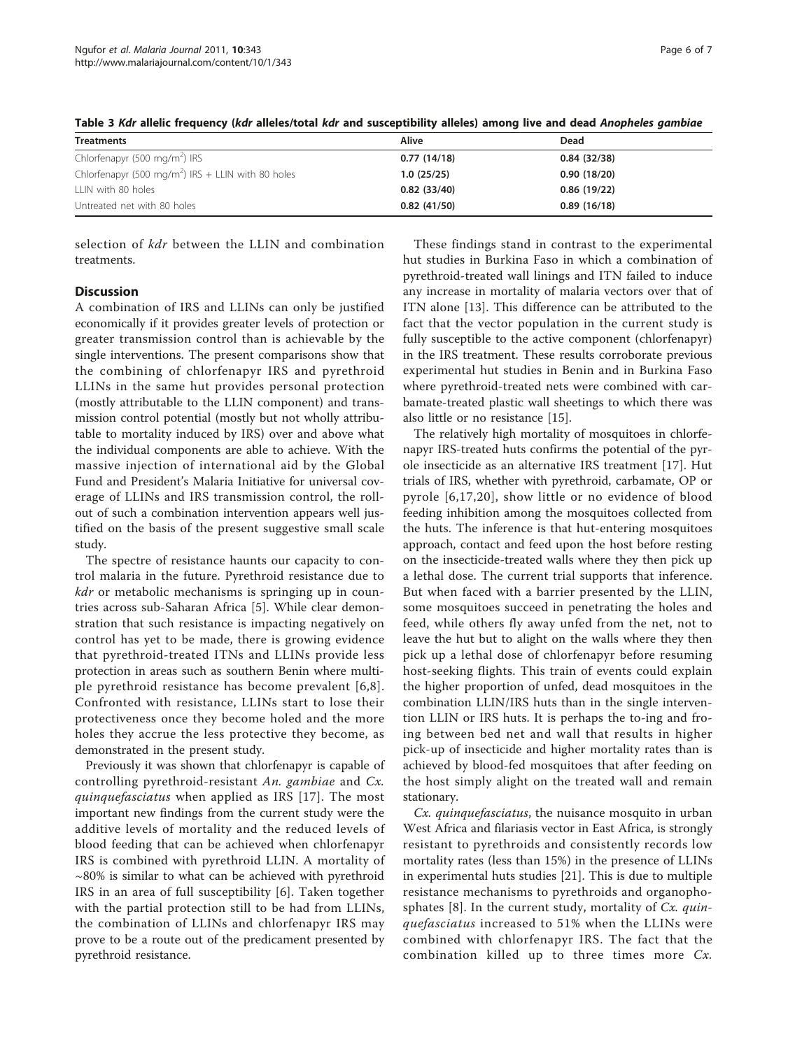Table 3 *Kdr* allelic frequency (*kdr* alleles/total *kdr* and susceptibility alleles) among live and dead *Anopheles gambiae*

| Treatments | Alive | Dead |
| --- | --- | --- |
| Chlorfenapyr (500 mg/m$^2$) IRS | 0.77 (14/18) | 0.84 (32/38) |
| Chlorfenapyr (500 mg/m$^2$) IRS + LLIN with 80 holes | 1.0 (25/25) | 0.90 (18/20) |
| LLIN with 80 holes | 0.82 (33/40) | 0.86 (19/22) |
| Untreated net with 80 holes | 0.82 (41/50) | 0.89 (16/18) |

selection of *kdr* between the LLIN and combination treatments.

## Discussion

A combination of IRS and LLINs can only be justified economically if it provides greater levels of protection or greater transmission control than is achievable by the single interventions. The present comparisons show that the combining of chlorfenapyr IRS and pyrethroid LLINs in the same hut provides personal protection (mostly attributable to the LLIN component) and transmission control potential (mostly but not wholly attributable to mortality induced by IRS) over and above what the individual components are able to achieve. With the massive injection of international aid by the Global Fund and President's Malaria Initiative for universal coverage of LLINs and IRS transmission control, the roll-out of such a combination intervention appears well justified on the basis of the present suggestive small scale study.

The spectre of resistance haunts our capacity to control malaria in the future. Pyrethroid resistance due to *kdr* or metabolic mechanisms is springing up in countries across sub-Saharan Africa [5]. While clear demonstration that such resistance is impacting negatively on control has yet to be made, there is growing evidence that pyrethroid-treated ITNs and LLINs provide less protection in areas such as southern Benin where multiple pyrethroid resistance has become prevalent [6,8]. Confronted with resistance, LLINs start to lose their protectiveness once they become holed and the more holes they accrue the less protective they become, as demonstrated in the present study.

Previously it was shown that chlorfenapyr is capable of controlling pyrethroid-resistant *An. gambiae* and *Cx. quinquefasciatus* when applied as IRS [17]. The most important new findings from the current study were the additive levels of mortality and the reduced levels of blood feeding that can be achieved when chlorfenapyr IRS is combined with pyrethroid LLIN. A mortality of ~80% is similar to what can be achieved with pyrethroid IRS in an area of full susceptibility [6]. Taken together with the partial protection still to be had from LLINs, the combination of LLINs and chlorfenapyr IRS may prove to be a route out of the predicament presented by pyrethroid resistance.

These findings stand in contrast to the experimental hut studies in Burkina Faso in which a combination of pyrethroid-treated wall linings and ITN failed to induce any increase in mortality of malaria vectors over that of ITN alone [13]. This difference can be attributed to the fact that the vector population in the current study is fully susceptible to the active component (chlorfenapyr) in the IRS treatment. These results corroborate previous experimental hut studies in Benin and in Burkina Faso where pyrethroid-treated nets were combined with carbamate-treated plastic wall sheetings to which there was also little or no resistance [15].

The relatively high mortality of mosquitoes in chlorfenapyr IRS-treated huts confirms the potential of the pyrole insecticide as an alternative IRS treatment [17]. Hut trials of IRS, whether with pyrethroid, carbamate, OP or pyrole [6,17,20], show little or no evidence of blood feeding inhibition among the mosquitoes collected from the huts. The inference is that hut-entering mosquitoes approach, contact and feed upon the host before resting on the insecticide-treated walls where they then pick up a lethal dose. The current trial supports that inference. But when faced with a barrier presented by the LLIN, some mosquitoes succeed in penetrating the holes and feed, while others fly away unfed from the net, not to leave the hut but to alight on the walls where they then pick up a lethal dose of chlorfenapyr before resuming host-seeking flights. This train of events could explain the higher proportion of unfed, dead mosquitoes in the combination LLIN/IRS huts than in the single intervention LLIN or IRS huts. It is perhaps the to-ing and fro-ing between bed net and wall that results in higher pick-up of insecticide and higher mortality rates than is achieved by blood-fed mosquitoes that after feeding on the host simply alight on the treated wall and remain stationary.

*Cx. quinquefasciatus*, the nuisance mosquito in urban West Africa and filariasis vector in East Africa, is strongly resistant to pyrethroids and consistently records low mortality rates (less than 15%) in the presence of LLINs in experimental huts studies [21]. This is due to multiple resistance mechanisms to pyrethroids and organophosphates [8]. In the current study, mortality of *Cx. quinquefasciatus* increased to 51% when the LLINs were combined with chlorfenapyr IRS. The fact that the combination killed up to three times more *Cx.*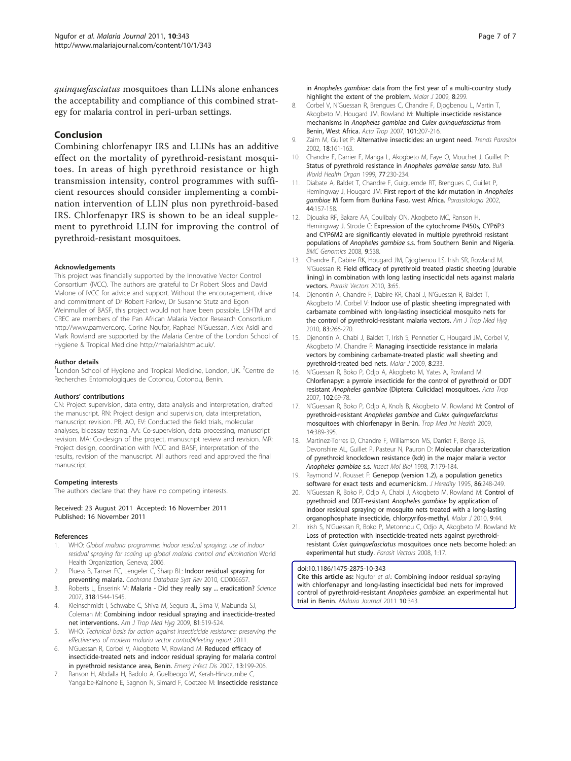*quinquefasciatus* mosquitoes than LLINs alone enhances the acceptability and compliance of this combined strategy for malaria control in peri-urban settings.

## Conclusion

Combining chlorfenapyr IRS and LLINs has an additive effect on the mortality of pyrethroid-resistant mosquitoes. In areas of high pyrethroid resistance or high transmission intensity, control programmes with sufficient resources should consider implementing a combination intervention of LLIN plus non pyrethroid-based IRS. Chlorfenapyr IRS is shown to be an ideal supplement to pyrethroid LLIN for improving the control of pyrethroid-resistant mosquitoes.

#### Acknowledgements

This project was financially supported by the Innovative Vector Control Consortium (IVCC). The authors are grateful to Dr Robert Sloss and David Malone of IVCC for advice and support. Without the encouragement, drive and commitment of Dr Robert Farlow, Dr Susanne Stutz and Egon Weinmuller of BASF, this project would not have been possible. LSHTM and CREC are members of the Pan African Malaria Vector Research Consortium http://www.pamverc.org. Corine Ngufor, Raphael N'Guessan, Alex Asidi and Mark Rowland are supported by the Malaria Centre of the London School of Hygiene & Tropical Medicine http://malaria.lshtm.ac.uk/.

#### Author details

[1]London School of Hygiene and Tropical Medicine, London, UK. [2]Centre de Recherches Entomologiques de Cotonou, Cotonou, Benin.

#### Authors' contributions

CN: Project supervision, data entry, data analysis and interpretation, drafted the manuscript. RN: Project design and supervision, data interpretation, manuscript revision. PB, AO, EV: Conducted the field trials, molecular analyses, bioassay testing. AA: Co-supervision, data processing, manuscript revision. MA: Co-design of the project, manuscript review and revision. MR: Project design, coordination with IVCC and BASF, interpretation of the results, revision of the manuscript. All authors read and approved the final manuscript.

#### Competing interests

The authors declare that they have no competing interests.

Received: 23 August 2011 Accepted: 16 November 2011
Published: 16 November 2011

#### References

1. WHO: *Global malaria programme; indoor residual spraying; use of indoor residual spraying for scaling up global malaria control and elimination* World Health Organization, Geneva; 2006.
2. Pluess B, Tanser FC, Lengeler C, Sharp BL: **Indoor residual spraying for preventing malaria.** *Cochrane Database Syst Rev* 2010, CD006657.
3. Roberts L, Enserink M: **Malaria - Did they really say ... eradication?** *Science* 2007, **318**:1544-1545.
4. Kleinschmidt I, Schwabe C, Shiva M, Segura JL, Sima V, Mabunda SJ, Coleman M: **Combining indoor residual spraying and insecticide-treated net interventions.** *Am J Trop Med Hyg* 2009, **81**:519-524.
5. WHO: *Technical basis for action against insecticide resistance: preserving the effectiveness of modern malaria vector control;Meeting report* 2011.
6. N'Guessan R, Corbel V, Akogbeto M, Rowland M: **Reduced efficacy of insecticide-treated nets and indoor residual spraying for malaria control in pyrethroid resistance area, Benin.** *Emerg Infect Dis* 2007, **13**:199-206.
7. Ranson H, Abdalla H, Badolo A, Guelbeogo W, Kerah-Hinzoumbe C, Yangalbe-Kalnone E, Sagnon N, Simard F, Coetzee M: **Insecticide resistance in *Anopheles gambiae*: data from the first year of a multi-country study highlight the extent of the problem.** *Malar J* 2009, **8**:299.
8. Corbel V, N'Guessan R, Brengues C, Chandre F, Djogbenou L, Martin T, Akogbeto M, Hougard JM, Rowland M: **Multiple insecticide resistance mechanisms in *Anopheles gambiae* and *Culex quinquefasciatus* from Benin, West Africa.** *Acta Trop* 2007, **101**:207-216.
9. Zaim M, Guillet P: **Alternative insecticides: an urgent need.** *Trends Parasitol* 2002, **18**:161-163.
10. Chandre F, Darrier F, Manga L, Akogbeto M, Faye O, Mouchet J, Guillet P: **Status of pyrethroid resistance in *Anopheles gambiae sensu lato*.** *Bull World Health Organ* 1999, **77**:230-234.
11. Diabate A, Baldet T, Chandre F, Guiguemde RT, Brengues C, Guillet P, Hemingway J, Hougard JM: **First report of the kdr mutation in *Anopheles gambiae* M form from Burkina Faso, west Africa.** *Parassitologia* 2002, **44**:157-158.
12. Djouaka RF, Bakare AA, Coulibaly ON, Akogbeto MC, Ranson H, Hemingway J, Strode C: **Expression of the cytochrome P450s, CYP6P3 and CYP6M2 are significantly elevated in multiple pyrethroid resistant populations of *Anopheles gambiae* s.s. from Southern Benin and Nigeria.** *BMC Genomics* 2008, **9**:538.
13. Chandre F, Dabire RK, Hougard JM, Djogbenou LS, Irish SR, Rowland M, N'Guessan R: **Field efficacy of pyrethroid treated plastic sheeting (durable lining) in combination with long lasting insecticidal nets against malaria vectors.** *Parasit Vectors* 2010, **3**:65.
14. Djenontin A, Chandre F, Dabire KR, Chabi J, N'Guessan R, Baldet T, Akogbeto M, Corbel V: **Indoor use of plastic sheeting impregnated with carbamate combined with long-lasting insecticidal mosquito nets for the control of pyrethroid-resistant malaria vectors.** *Am J Trop Med Hyg* 2010, **83**:266-270.
15. Djenontin A, Chabi J, Baldet T, Irish S, Pennetier C, Hougard JM, Corbel V, Akogbeto M, Chandre F: **Managing insecticide resistance in malaria vectors by combining carbamate-treated plastic wall sheeting and pyrethroid-treated bed nets.** *Malar J* 2009, **8**:233.
16. N'Guessan R, Boko P, Odjo A, Akogbeto M, Yates A, Rowland M: **Chlorfenapyr: a pyrrole insecticide for the control of pyrethroid or DDT resistant *Anopheles gambiae* (Diptera: Culicidae) mosquitoes.** *Acta Trop* 2007, **102**:69-78.
17. N'Guessan R, Boko P, Odjo A, Knols B, Akogbeto M, Rowland M: **Control of pyrethroid-resistant *Anopheles gambiae* and *Culex quinquefasciatus* mosquitoes with chlorfenapyr in Benin.** *Trop Med Int Health* 2009, **14**:389-395.
18. Martinez-Torres D, Chandre F, Williamson MS, Darriet F, Berge JB, Devonshire AL, Guillet P, Pasteur N, Pauron D: **Molecular characterization of pyrethroid knockdown resistance (kdr) in the major malaria vector *Anopheles gambiae* s.s.** *Insect Mol Biol* 1998, **7**:179-184.
19. Raymond M, Rousset F: **Genepop (version 1.2), a population genetics software for exact tests and ecumenicism.** *J Heredity* 1995, **86**:248-249.
20. N'Guessan R, Boko P, Odjo A, Chabi J, Akogbeto M, Rowland M: **Control of pyrethroid and DDT-resistant *Anopheles gambiae* by application of indoor residual spraying or mosquito nets treated with a long-lasting organophosphate insecticide, chlorpyrifos-methyl.** *Malar J* 2010, **9**:44.
21. Irish S, N'Guessan R, Boko P, Metonnou C, Odjo A, Akogbeto M, Rowland M: **Loss of protection with insecticide-treated nets against pyrethroid-resistant *Culex quinquefasciatus* mosquitoes once nets become holed: an experimental hut study.** *Parasit Vectors* 2008, **1**:17.

doi:10.1186/1475-2875-10-343

**Cite this article as:** Ngufor *et al.*: Combining indoor residual spraying with chlorfenapyr and long-lasting insecticidal bed nets for improved control of pyrethroid-resistant *Anopheles gambiae*: an experimental hut trial in Benin. *Malaria Journal* 2011 **10**:343.